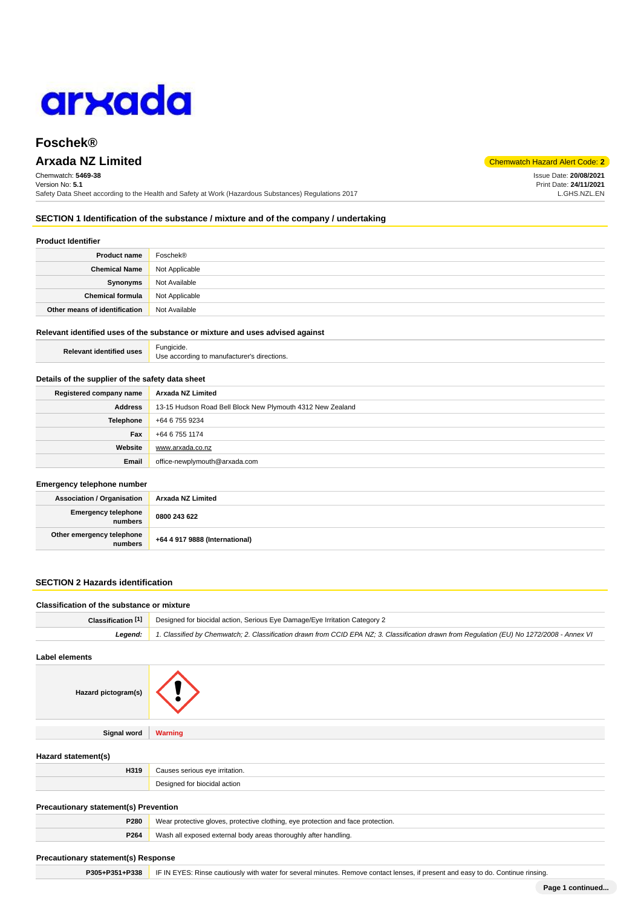# Foschek®

## Arxada NZ Limited

Chemwatch Hazard Alert Code: **2**

Chemwatch: **5469-38**
Version No: **5.1**
Safety Data Sheet according to the Health and Safety at Work (Hazardous Substances) Regulations 2017

Issue Date: **20/08/2021**
Print Date: **24/11/2021**
L.GHS.NZL.EN

## SECTION 1 Identification of the substance / mixture and of the company / undertaking

### Product Identifier

| | |
|---|---|
| **Product name** | Foschek® |
| **Chemical Name** | Not Applicable |
| **Synonyms** | Not Available |
| **Chemical formula** | Not Applicable |
| **Other means of identification** | Not Available |

### Relevant identified uses of the substance or mixture and uses advised against

| | |
|---|---|
| **Relevant identified uses** | Fungicide.<br>Use according to manufacturer's directions. |

### Details of the supplier of the safety data sheet

| | |
|---|---|
| **Registered company name** | **Arxada NZ Limited** |
| **Address** | 13-15 Hudson Road Bell Block New Plymouth 4312 New Zealand |
| **Telephone** | +64 6 755 9234 |
| **Fax** | +64 6 755 1174 |
| **Website** | www.arxada.co.nz |
| **Email** | office-newplymouth@arxada.com |

### Emergency telephone number

| | |
|---|---|
| **Association / Organisation** | **Arxada NZ Limited** |
| **Emergency telephone numbers** | **0800 243 622** |
| **Other emergency telephone numbers** | **+64 4 917 9888 (International)** |

## SECTION 2 Hazards identification

### Classification of the substance or mixture

| | |
|---|---|
| **Classification [1]** | Designed for biocidal action, Serious Eye Damage/Eye Irritation Category 2 |
| ***Legend:*** | *1. Classified by Chemwatch; 2. Classification drawn from CCID EPA NZ; 3. Classification drawn from Regulation (EU) No 1272/2008 - Annex VI* |

### Label elements

| | |
|---|---|
| **Hazard pictogram(s)** | |
| **Signal word** | **Warning** |

### Hazard statement(s)

| | |
|---|---|
| **H319** | Causes serious eye irritation. |
| | Designed for biocidal action |

### Precautionary statement(s) Prevention

| | |
|---|---|
| **P280** | Wear protective gloves, protective clothing, eye protection and face protection. |
| **P264** | Wash all exposed external body areas thoroughly after handling. |

### Precautionary statement(s) Response

| | |
|---|---|
| **P305+P351+P338** | IF IN EYES: Rinse cautiously with water for several minutes. Remove contact lenses, if present and easy to do. Continue rinsing. |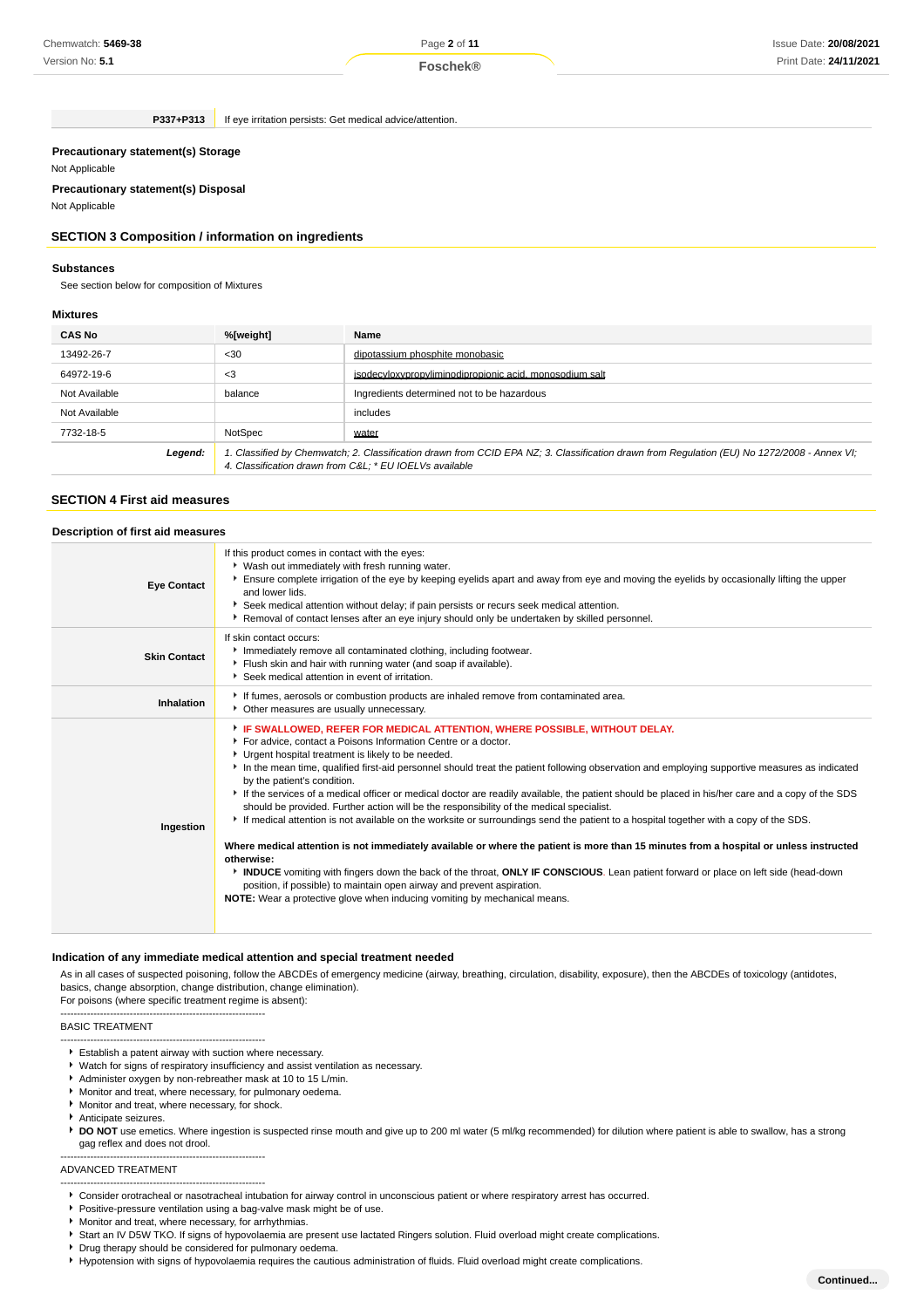| | |
|---|---|
| **P337+P313** | If eye irritation persists: Get medical advice/attention. |

### Precautionary statement(s) Storage

Not Applicable

### Precautionary statement(s) Disposal

Not Applicable

## SECTION 3 Composition / information on ingredients

### Substances

See section below for composition of Mixtures

### Mixtures

| CAS No | %[weight] | Name |
|---|---|---|
| 13492-26-7 | <30 | dipotassium phosphite monobasic |
| 64972-19-6 | <3 | isodecyloxypropyliminodipropionic acid, monosodium salt |
| Not Available | balance | Ingredients determined not to be hazardous |
| Not Available | | includes |
| 7732-18-5 | NotSpec | water |
| *Legend:* | *1. Classified by Chemwatch; 2. Classification drawn from CCID EPA NZ; 3. Classification drawn from Regulation (EU) No 1272/2008 - Annex VI; 4. Classification drawn from C&L; * EU IOELVs available* | |

## SECTION 4 First aid measures

### Description of first aid measures

| | |
|---|---|
| **Eye Contact** | If this product comes in contact with the eyes:<br>- Wash out immediately with fresh running water.<br>- Ensure complete irrigation of the eye by keeping eyelids apart and away from eye and moving the eyelids by occasionally lifting the upper and lower lids.<br>- Seek medical attention without delay; if pain persists or recurs seek medical attention.<br>- Removal of contact lenses after an eye injury should only be undertaken by skilled personnel. |
| **Skin Contact** | If skin contact occurs:<br>- Immediately remove all contaminated clothing, including footwear.<br>- Flush skin and hair with running water (and soap if available).<br>- Seek medical attention in event of irritation. |
| **Inhalation** | - If fumes, aerosols or combustion products are inhaled remove from contaminated area.<br>- Other measures are usually unnecessary. |
| **Ingestion** | - **IF SWALLOWED, REFER FOR MEDICAL ATTENTION, WHERE POSSIBLE, WITHOUT DELAY.**<br>- For advice, contact a Poisons Information Centre or a doctor.<br>- Urgent hospital treatment is likely to be needed.<br>- In the mean time, qualified first-aid personnel should treat the patient following observation and employing supportive measures as indicated by the patient's condition.<br>- If the services of a medical officer or medical doctor are readily available, the patient should be placed in his/her care and a copy of the SDS should be provided. Further action will be the responsibility of the medical specialist.<br>- If medical attention is not available on the worksite or surroundings send the patient to a hospital together with a copy of the SDS.<br><br>**Where medical attention is not immediately available or where the patient is more than 15 minutes from a hospital or unless instructed otherwise:**<br>- **INDUCE** vomiting with fingers down the back of the throat, **ONLY IF CONSCIOUS**. Lean patient forward or place on left side (head-down position, if possible) to maintain open airway and prevent aspiration.<br>**NOTE:** Wear a protective glove when inducing vomiting by mechanical means. |

### Indication of any immediate medical attention and special treatment needed

As in all cases of suspected poisoning, follow the ABCDEs of emergency medicine (airway, breathing, circulation, disability, exposure), then the ABCDEs of toxicology (antidotes, basics, change absorption, change distribution, change elimination).
For poisons (where specific treatment regime is absent):

--------------------------------------------------------------
BASIC TREATMENT
--------------------------------------------------------------

- Establish a patent airway with suction where necessary.
- Watch for signs of respiratory insufficiency and assist ventilation as necessary.
- Administer oxygen by non-rebreather mask at 10 to 15 L/min.
- Monitor and treat, where necessary, for pulmonary oedema.
- Monitor and treat, where necessary, for shock.
- Anticipate seizures.
- **DO NOT** use emetics. Where ingestion is suspected rinse mouth and give up to 200 ml water (5 ml/kg recommended) for dilution where patient is able to swallow, has a strong gag reflex and does not drool.

--------------------------------------------------------------
ADVANCED TREATMENT
--------------------------------------------------------------

- Consider orotracheal or nasotracheal intubation for airway control in unconscious patient or where respiratory arrest has occurred.
- Positive-pressure ventilation using a bag-valve mask might be of use.
- Monitor and treat, where necessary, for arrhythmias.
- Start an IV D5W TKO. If signs of hypovolaemia are present use lactated Ringers solution. Fluid overload might create complications.
- Drug therapy should be considered for pulmonary oedema.
- Hypotension with signs of hypovolaemia requires the cautious administration of fluids. Fluid overload might create complications.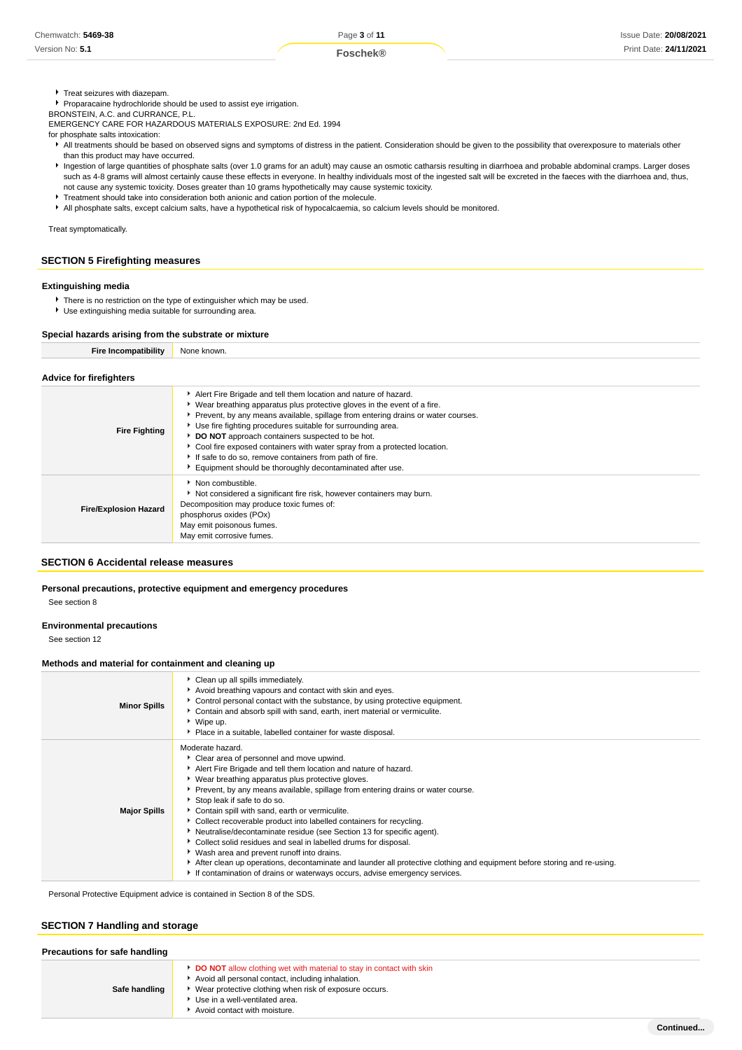- Treat seizures with diazepam.
- Proparacaine hydrochloride should be used to assist eye irrigation.

BRONSTEIN, A.C. and CURRANCE, P.L.
EMERGENCY CARE FOR HAZARDOUS MATERIALS EXPOSURE: 2nd Ed. 1994
for phosphate salts intoxication:

- All treatments should be based on observed signs and symptoms of distress in the patient. Consideration should be given to the possibility that overexposure to materials other than this product may have occurred.
- Ingestion of large quantities of phosphate salts (over 1.0 grams for an adult) may cause an osmotic catharsis resulting in diarrhoea and probable abdominal cramps. Larger doses such as 4-8 grams will almost certainly cause these effects in everyone. In healthy individuals most of the ingested salt will be excreted in the faeces with the diarrhoea and, thus, not cause any systemic toxicity. Doses greater than 10 grams hypothetically may cause systemic toxicity.
- Treatment should take into consideration both anionic and cation portion of the molecule.
- All phosphate salts, except calcium salts, have a hypothetical risk of hypocalcaemia, so calcium levels should be monitored.

Treat symptomatically.

## SECTION 5 Firefighting measures

### Extinguishing media

- There is no restriction on the type of extinguisher which may be used.
- Use extinguishing media suitable for surrounding area.

### Special hazards arising from the substrate or mixture

| | |
|---|---|
| **Fire Incompatibility** | None known. |

### Advice for firefighters

| | |
|---|---|
| **Fire Fighting** | - Alert Fire Brigade and tell them location and nature of hazard.<br>- Wear breathing apparatus plus protective gloves in the event of a fire.<br>- Prevent, by any means available, spillage from entering drains or water courses.<br>- Use fire fighting procedures suitable for surrounding area.<br>- **DO NOT** approach containers suspected to be hot.<br>- Cool fire exposed containers with water spray from a protected location.<br>- If safe to do so, remove containers from path of fire.<br>- Equipment should be thoroughly decontaminated after use. |
| **Fire/Explosion Hazard** | - Non combustible.<br>- Not considered a significant fire risk, however containers may burn.<br>Decomposition may produce toxic fumes of:<br>phosphorus oxides (POx)<br>May emit poisonous fumes.<br>May emit corrosive fumes. |

## SECTION 6 Accidental release measures

### Personal precautions, protective equipment and emergency procedures

See section 8

### Environmental precautions

See section 12

### Methods and material for containment and cleaning up

| | |
|---|---|
| **Minor Spills** | - Clean up all spills immediately.<br>- Avoid breathing vapours and contact with skin and eyes.<br>- Control personal contact with the substance, by using protective equipment.<br>- Contain and absorb spill with sand, earth, inert material or vermiculite.<br>- Wipe up.<br>- Place in a suitable, labelled container for waste disposal. |
| **Major Spills** | Moderate hazard.<br>- Clear area of personnel and move upwind.<br>- Alert Fire Brigade and tell them location and nature of hazard.<br>- Wear breathing apparatus plus protective gloves.<br>- Prevent, by any means available, spillage from entering drains or water course.<br>- Stop leak if safe to do so.<br>- Contain spill with sand, earth or vermiculite.<br>- Collect recoverable product into labelled containers for recycling.<br>- Neutralise/decontaminate residue (see Section 13 for specific agent).<br>- Collect solid residues and seal in labelled drums for disposal.<br>- Wash area and prevent runoff into drains.<br>- After clean up operations, decontaminate and launder all protective clothing and equipment before storing and re-using.<br>- If contamination of drains or waterways occurs, advise emergency services. |

Personal Protective Equipment advice is contained in Section 8 of the SDS.

## SECTION 7 Handling and storage

### Precautions for safe handling

| | |
|---|---|
| **Safe handling** | - **DO NOT** allow clothing wet with material to stay in contact with skin<br>- Avoid all personal contact, including inhalation.<br>- Wear protective clothing when risk of exposure occurs.<br>- Use in a well-ventilated area.<br>- Avoid contact with moisture. |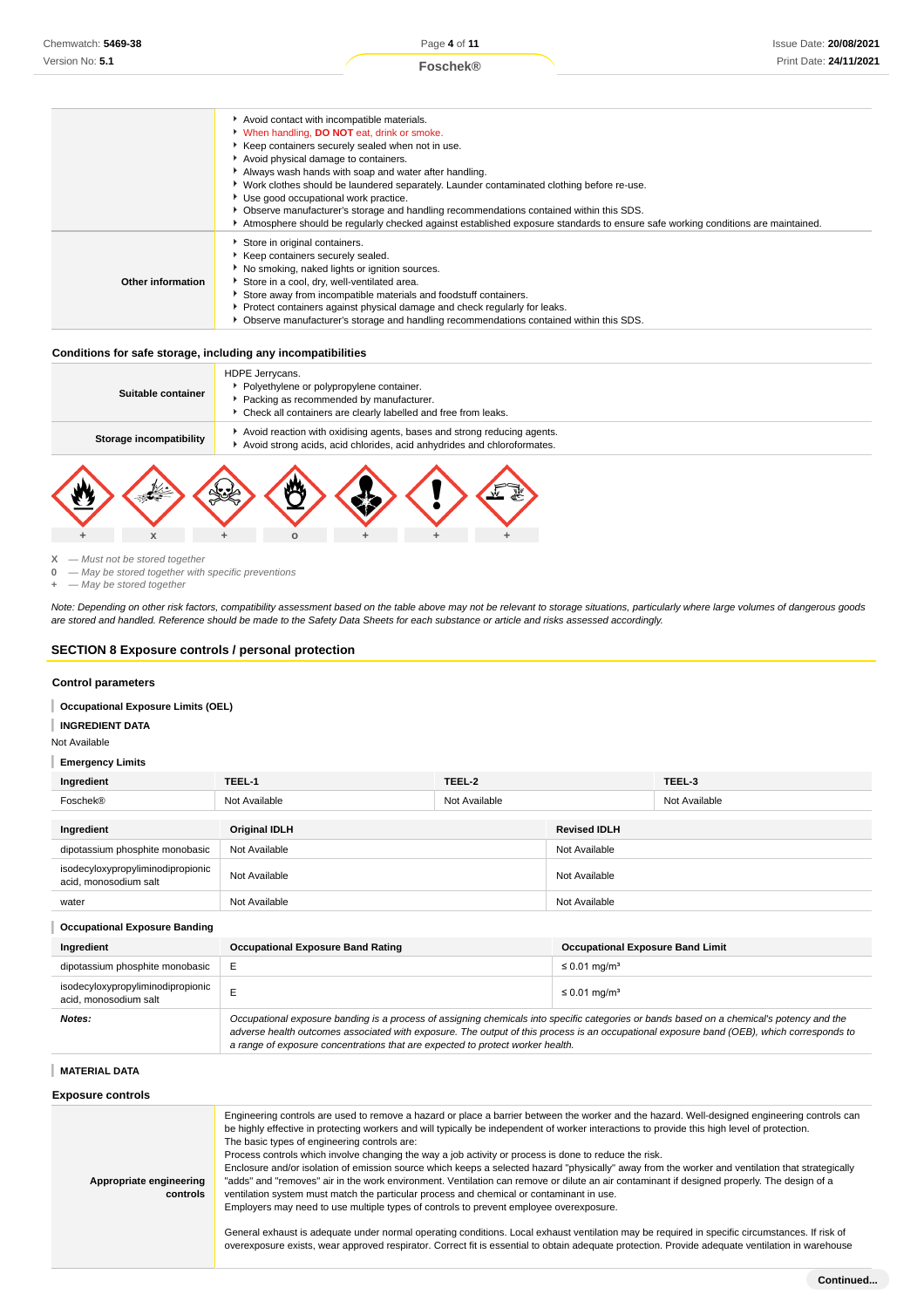| | |
|---|---|
| | - Avoid contact with incompatible materials.<br>- When handling, **DO NOT** eat, drink or smoke.<br>- Keep containers securely sealed when not in use.<br>- Avoid physical damage to containers.<br>- Always wash hands with soap and water after handling.<br>- Work clothes should be laundered separately. Launder contaminated clothing before re-use.<br>- Use good occupational work practice.<br>- Observe manufacturer's storage and handling recommendations contained within this SDS.<br>- Atmosphere should be regularly checked against established exposure standards to ensure safe working conditions are maintained. |
| **Other information** | - Store in original containers.<br>- Keep containers securely sealed.<br>- No smoking, naked lights or ignition sources.<br>- Store in a cool, dry, well-ventilated area.<br>- Store away from incompatible materials and foodstuff containers.<br>- Protect containers against physical damage and check regularly for leaks.<br>- Observe manufacturer's storage and handling recommendations contained within this SDS. |

### Conditions for safe storage, including any incompatibilities

| | |
|---|---|
| **Suitable container** | HDPE Jerrycans.<br>- Polyethylene or polypropylene container.<br>- Packing as recommended by manufacturer.<br>- Check all containers are clearly labelled and free from leaks. |
| **Storage incompatibility** | - Avoid reaction with oxidising agents, bases and strong reducing agents.<br>- Avoid strong acids, acid chlorides, acid anhydrides and chloroformates. |

| + | X | + | O | + | + | + |
|---|---|---|---|---|---|---|

**X** — *Must not be stored together*
**0** — *May be stored together with specific preventions*
**+** — *May be stored together*

*Note: Depending on other risk factors, compatibility assessment based on the table above may not be relevant to storage situations, particularly where large volumes of dangerous goods are stored and handled. Reference should be made to the Safety Data Sheets for each substance or article and risks assessed accordingly.*

## SECTION 8 Exposure controls / personal protection

### Control parameters

**Occupational Exposure Limits (OEL)**

**INGREDIENT DATA**

Not Available

**Emergency Limits**

| Ingredient | TEEL-1 | TEEL-2 | TEEL-3 |
|---|---|---|---|
| Foschek® | Not Available | Not Available | Not Available |

| Ingredient | Original IDLH | Revised IDLH |
|---|---|---|
| dipotassium phosphite monobasic | Not Available | Not Available |
| isodecyloxypropyliminodipropionic acid, monosodium salt | Not Available | Not Available |
| water | Not Available | Not Available |

**Occupational Exposure Banding**

| Ingredient | Occupational Exposure Band Rating | Occupational Exposure Band Limit |
|---|---|---|
| dipotassium phosphite monobasic | E | ≤ 0.01 mg/m³ |
| isodecyloxypropyliminodipropionic acid, monosodium salt | E | ≤ 0.01 mg/m³ |
| ***Notes:*** | *Occupational exposure banding is a process of assigning chemicals into specific categories or bands based on a chemical's potency and the adverse health outcomes associated with exposure. The output of this process is an occupational exposure band (OEB), which corresponds to a range of exposure concentrations that are expected to protect worker health.* | |

**MATERIAL DATA**

### Exposure controls

| | |
|---|---|
| **Appropriate engineering controls** | Engineering controls are used to remove a hazard or place a barrier between the worker and the hazard. Well-designed engineering controls can be highly effective in protecting workers and will typically be independent of worker interactions to provide this high level of protection.<br>The basic types of engineering controls are:<br>Process controls which involve changing the way a job activity or process is done to reduce the risk.<br>Enclosure and/or isolation of emission source which keeps a selected hazard "physically" away from the worker and ventilation that strategically "adds" and "removes" air in the work environment. Ventilation can remove or dilute an air contaminant if designed properly. The design of a ventilation system must match the particular process and chemical or contaminant in use.<br>Employers may need to use multiple types of controls to prevent employee overexposure.<br><br>General exhaust is adequate under normal operating conditions. Local exhaust ventilation may be required in specific circumstances. If risk of overexposure exists, wear approved respirator. Correct fit is essential to obtain adequate protection. Provide adequate ventilation in warehouse |

**Continued...**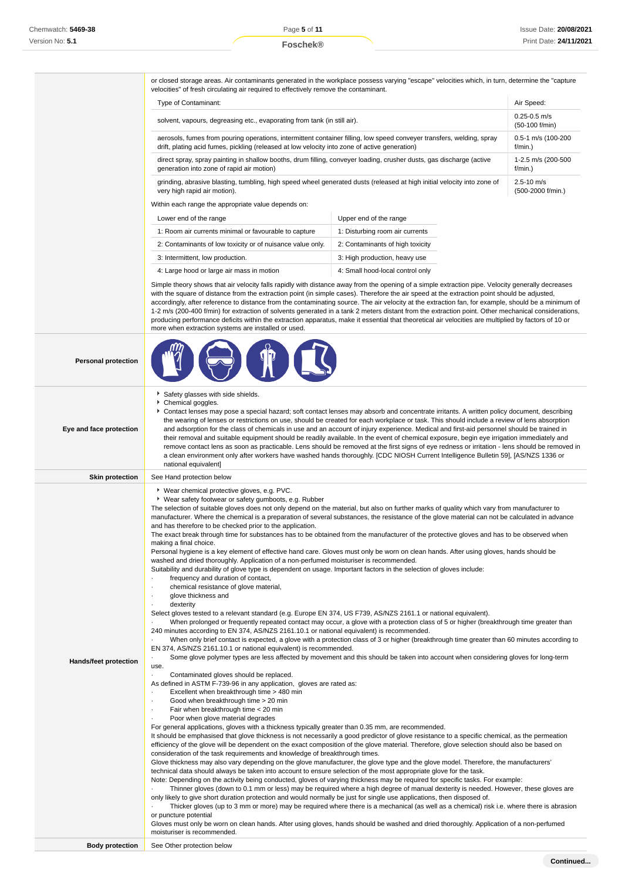or closed storage areas. Air contaminants generated in the workplace possess varying "escape" velocities which, in turn, determine the "capture velocities" of fresh circulating air required to effectively remove the contaminant.

| Type of Contaminant: | Air Speed: |
|---|---|
| solvent, vapours, degreasing etc., evaporating from tank (in still air). | 0.25-0.5 m/s (50-100 f/min) |
| aerosols, fumes from pouring operations, intermittent container filling, low speed conveyer transfers, welding, spray drift, plating acid fumes, pickling (released at low velocity into zone of active generation) | 0.5-1 m/s (100-200 f/min.) |
| direct spray, spray painting in shallow booths, drum filling, conveyer loading, crusher dusts, gas discharge (active generation into zone of rapid air motion) | 1-2.5 m/s (200-500 f/min.) |
| grinding, abrasive blasting, tumbling, high speed wheel generated dusts (released at high initial velocity into zone of very high rapid air motion). | 2.5-10 m/s (500-2000 f/min.) |

Within each range the appropriate value depends on:

| Lower end of the range | Upper end of the range |
|---|---|
| 1: Room air currents minimal or favourable to capture | 1: Disturbing room air currents |
| 2: Contaminants of low toxicity or of nuisance value only. | 2: Contaminants of high toxicity |
| 3: Intermittent, low production. | 3: High production, heavy use |
| 4: Large hood or large air mass in motion | 4: Small hood-local control only |

Simple theory shows that air velocity falls rapidly with distance away from the opening of a simple extraction pipe. Velocity generally decreases with the square of distance from the extraction point (in simple cases). Therefore the air speed at the extraction point should be adjusted, accordingly, after reference to distance from the contaminating source. The air velocity at the extraction fan, for example, should be a minimum of 1-2 m/s (200-400 f/min) for extraction of solvents generated in a tank 2 meters distant from the extraction point. Other mechanical considerations, producing performance deficits within the extraction apparatus, make it essential that theoretical air velocities are multiplied by factors of 10 or more when extraction systems are installed or used.

**Personal protection**

**Eye and face protection**

- Safety glasses with side shields.
- Chemical goggles.
- Contact lenses may pose a special hazard; soft contact lenses may absorb and concentrate irritants. A written policy document, describing the wearing of lenses or restrictions on use, should be created for each workplace or task. This should include a review of lens absorption and adsorption for the class of chemicals in use and an account of injury experience. Medical and first-aid personnel should be trained in their removal and suitable equipment should be readily available. In the event of chemical exposure, begin eye irrigation immediately and remove contact lens as soon as practicable. Lens should be removed at the first signs of eye redness or irritation - lens should be removed in a clean environment only after workers have washed hands thoroughly. [CDC NIOSH Current Intelligence Bulletin 59], [AS/NZS 1336 or national equivalent]

**Skin protection**

See Hand protection below

**Hands/feet protection**

- Wear chemical protective gloves, e.g. PVC.
- Wear safety footwear or safety gumboots, e.g. Rubber

The selection of suitable gloves does not only depend on the material, but also on further marks of quality which vary from manufacturer to manufacturer. Where the chemical is a preparation of several substances, the resistance of the glove material can not be calculated in advance and has therefore to be checked prior to the application.
The exact break through time for substances has to be obtained from the manufacturer of the protective gloves and has to be observed when making a final choice.
Personal hygiene is a key element of effective hand care. Gloves must only be worn on clean hands. After using gloves, hands should be washed and dried thoroughly. Application of a non-perfumed moisturiser is recommended.
Suitability and durability of glove type is dependent on usage. Important factors in the selection of gloves include:

- frequency and duration of contact,
- chemical resistance of glove material,
- glove thickness and
- dexterity

Select gloves tested to a relevant standard (e.g. Europe EN 374, US F739, AS/NZS 2161.1 or national equivalent).

- When prolonged or frequently repeated contact may occur, a glove with a protection class of 5 or higher (breakthrough time greater than 240 minutes according to EN 374, AS/NZS 2161.10.1 or national equivalent) is recommended.
- When only brief contact is expected, a glove with a protection class of 3 or higher (breakthrough time greater than 60 minutes according to EN 374, AS/NZS 2161.10.1 or national equivalent) is recommended.
- Some glove polymer types are less affected by movement and this should be taken into account when considering gloves for long-term use.
- Contaminated gloves should be replaced.

As defined in ASTM F-739-96 in any application, gloves are rated as:

- Excellent when breakthrough time > 480 min
- Good when breakthrough time > 20 min
- Fair when breakthrough time < 20 min
- Poor when glove material degrades

For general applications, gloves with a thickness typically greater than 0.35 mm, are recommended.
It should be emphasised that glove thickness is not necessarily a good predictor of glove resistance to a specific chemical, as the permeation efficiency of the glove will be dependent on the exact composition of the glove material. Therefore, glove selection should also be based on consideration of the task requirements and knowledge of breakthrough times.
Glove thickness may also vary depending on the glove manufacturer, the glove type and the glove model. Therefore, the manufacturers' technical data should always be taken into account to ensure selection of the most appropriate glove for the task.
Note: Depending on the activity being conducted, gloves of varying thickness may be required for specific tasks. For example:

- Thinner gloves (down to 0.1 mm or less) may be required where a high degree of manual dexterity is needed. However, these gloves are only likely to give short duration protection and would normally be just for single use applications, then disposed of.
- Thicker gloves (up to 3 mm or more) may be required where there is a mechanical (as well as a chemical) risk i.e. where there is abrasion or puncture potential

Gloves must only be worn on clean hands. After using gloves, hands should be washed and dried thoroughly. Application of a non-perfumed moisturiser is recommended.

**Body protection**

See Other protection below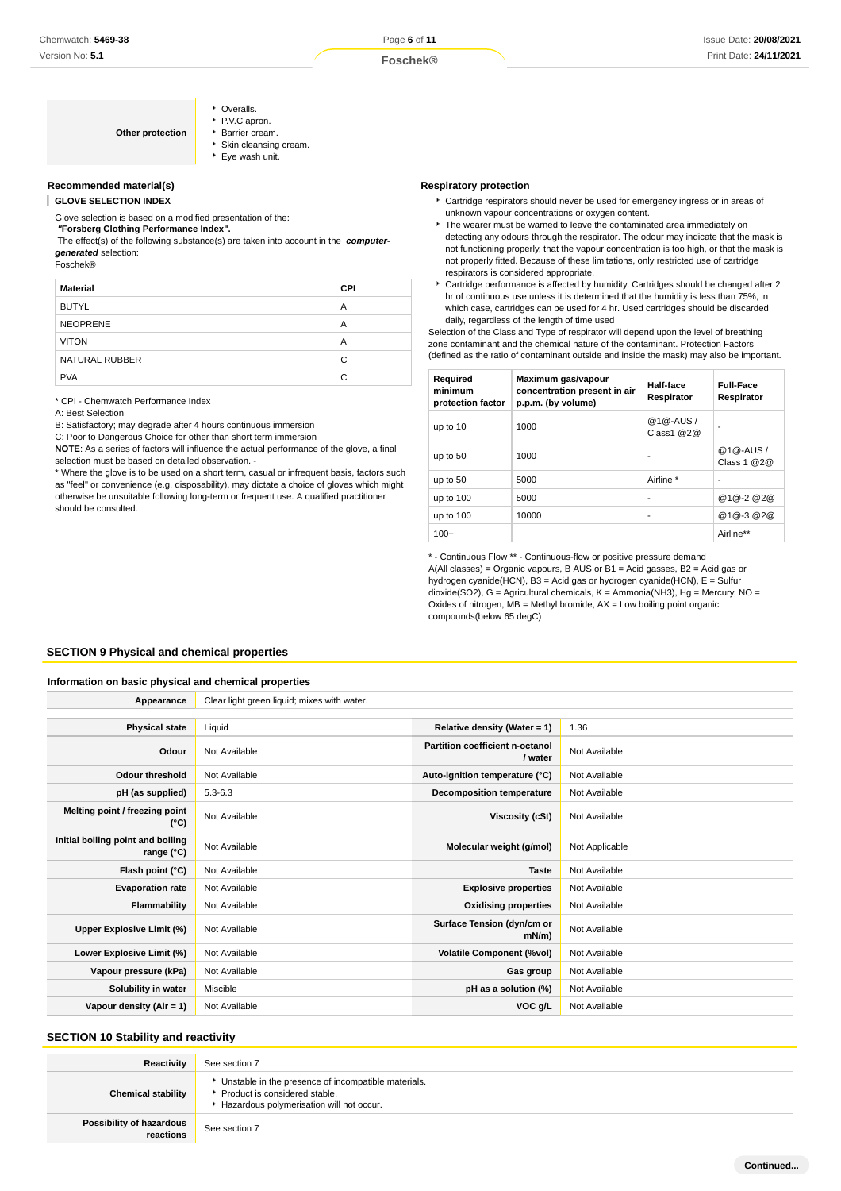| Other protection | ▸ Overalls.<br>▸ P.V.C apron.<br>▸ Barrier cream.<br>▸ Skin cleansing cream.<br>▸ Eye wash unit. |
|---|---|

### Recommended material(s)

**GLOVE SELECTION INDEX**

Glove selection is based on a modified presentation of the:
***"Forsberg Clothing Performance Index".***
The effect(s) of the following substance(s) are taken into account in the ***computer-generated*** selection:
Foschek®

| Material | CPI |
|---|---|
| BUTYL | A |
| NEOPRENE | A |
| VITON | A |
| NATURAL RUBBER | C |
| PVA | C |

* CPI - Chemwatch Performance Index
A: Best Selection
B: Satisfactory; may degrade after 4 hours continuous immersion
C: Poor to Dangerous Choice for other than short term immersion
**NOTE**: As a series of factors will influence the actual performance of the glove, a final selection must be based on detailed observation. -
* Where the glove is to be used on a short term, casual or infrequent basis, factors such as "feel" or convenience (e.g. disposability), may dictate a choice of gloves which might otherwise be unsuitable following long-term or frequent use. A qualified practitioner should be consulted.

### Respiratory protection

- Cartridge respirators should never be used for emergency ingress or in areas of unknown vapour concentrations or oxygen content.
- The wearer must be warned to leave the contaminated area immediately on detecting any odours through the respirator. The odour may indicate that the mask is not functioning properly, that the vapour concentration is too high, or that the mask is not properly fitted. Because of these limitations, only restricted use of cartridge respirators is considered appropriate.
- Cartridge performance is affected by humidity. Cartridges should be changed after 2 hr of continuous use unless it is determined that the humidity is less than 75%, in which case, cartridges can be used for 4 hr. Used cartridges should be discarded daily, regardless of the length of time used

Selection of the Class and Type of respirator will depend upon the level of breathing zone contaminant and the chemical nature of the contaminant. Protection Factors (defined as the ratio of contaminant outside and inside the mask) may also be important.

| Required minimum protection factor | Maximum gas/vapour concentration present in air p.p.m. (by volume) | Half-face Respirator | Full-Face Respirator |
|---|---|---|---|
| up to 10 | 1000 | @1@-AUS / Class1 @2@ | - |
| up to 50 | 1000 | - | @1@-AUS / Class 1 @2@ |
| up to 50 | 5000 | Airline * | - |
| up to 100 | 5000 | - | @1@-2 @2@ |
| up to 100 | 10000 | - | @1@-3 @2@ |
| 100+ | | | Airline** |

* - Continuous Flow ** - Continuous-flow or positive pressure demand
A(All classes) = Organic vapours, B AUS or B1 = Acid gasses, B2 = Acid gas or hydrogen cyanide(HCN), B3 = Acid gas or hydrogen cyanide(HCN), E = Sulfur dioxide(SO2), G = Agricultural chemicals, K = Ammonia(NH3), Hg = Mercury, NO = Oxides of nitrogen, MB = Methyl bromide, AX = Low boiling point organic compounds(below 65 degC)

## SECTION 9 Physical and chemical properties

### Information on basic physical and chemical properties

| Appearance | Clear light green liquid; mixes with water. | | |
|---|---|---|---|
| Physical state | Liquid | Relative density (Water = 1) | 1.36 |
| Odour | Not Available | Partition coefficient n-octanol / water | Not Available |
| Odour threshold | Not Available | Auto-ignition temperature (°C) | Not Available |
| pH (as supplied) | 5.3-6.3 | Decomposition temperature | Not Available |
| Melting point / freezing point (°C) | Not Available | Viscosity (cSt) | Not Available |
| Initial boiling point and boiling range (°C) | Not Available | Molecular weight (g/mol) | Not Applicable |
| Flash point (°C) | Not Available | Taste | Not Available |
| Evaporation rate | Not Available | Explosive properties | Not Available |
| Flammability | Not Available | Oxidising properties | Not Available |
| Upper Explosive Limit (%) | Not Available | Surface Tension (dyn/cm or mN/m) | Not Available |
| Lower Explosive Limit (%) | Not Available | Volatile Component (%vol) | Not Available |
| Vapour pressure (kPa) | Not Available | Gas group | Not Available |
| Solubility in water | Miscible | pH as a solution (%) | Not Available |
| Vapour density (Air = 1) | Not Available | VOC g/L | Not Available |

## SECTION 10 Stability and reactivity

| Reactivity | See section 7 |
|---|---|
| Chemical stability | ▸ Unstable in the presence of incompatible materials.<br>▸ Product is considered stable.<br>▸ Hazardous polymerisation will not occur. |
| Possibility of hazardous reactions | See section 7 |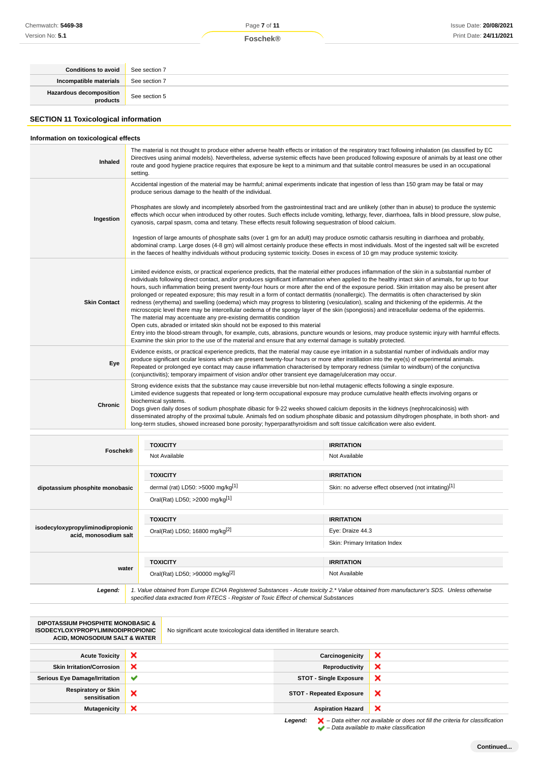| | |
|---|---|
| **Conditions to avoid** | See section 7 |
| **Incompatible materials** | See section 7 |
| **Hazardous decomposition products** | See section 5 |

## SECTION 11 Toxicological information

### Information on toxicological effects

| | |
|---|---|
| **Inhaled** | The material is not thought to produce either adverse health effects or irritation of the respiratory tract following inhalation (as classified by EC Directives using animal models). Nevertheless, adverse systemic effects have been produced following exposure of animals by at least one other route and good hygiene practice requires that exposure be kept to a minimum and that suitable control measures be used in an occupational setting. |
| **Ingestion** | Accidental ingestion of the material may be harmful; animal experiments indicate that ingestion of less than 150 gram may be fatal or may produce serious damage to the health of the individual.<br><br>Phosphates are slowly and incompletely absorbed from the gastrointestinal tract and are unlikely (other than in abuse) to produce the systemic effects which occur when introduced by other routes. Such effects include vomiting, lethargy, fever, diarrhoea, falls in blood pressure, slow pulse, cyanosis, carpal spasm, coma and tetany. These effects result following sequestration of blood calcium.<br><br>Ingestion of large amounts of phosphate salts (over 1 gm for an adult) may produce osmotic catharsis resulting in diarrhoea and probably, abdominal cramp. Large doses (4-8 gm) will almost certainly produce these effects in most individuals. Most of the ingested salt will be excreted in the faeces of healthy individuals without producing systemic toxicity. Doses in excess of 10 gm may produce systemic toxicity. |
| **Skin Contact** | Limited evidence exists, or practical experience predicts, that the material either produces inflammation of the skin in a substantial number of individuals following direct contact, and/or produces significant inflammation when applied to the healthy intact skin of animals, for up to four hours, such inflammation being present twenty-four hours or more after the end of the exposure period. Skin irritation may also be present after prolonged or repeated exposure; this may result in a form of contact dermatitis (nonallergic). The dermatitis is often characterised by skin redness (erythema) and swelling (oedema) which may progress to blistering (vesiculation), scaling and thickening of the epidermis. At the microscopic level there may be intercellular oedema of the spongy layer of the skin (spongiosis) and intracellular oedema of the epidermis.<br>The material may accentuate any pre-existing dermatitis condition<br>Open cuts, abraded or irritated skin should not be exposed to this material<br>Entry into the blood-stream through, for example, cuts, abrasions, puncture wounds or lesions, may produce systemic injury with harmful effects. Examine the skin prior to the use of the material and ensure that any external damage is suitably protected. |
| **Eye** | Evidence exists, or practical experience predicts, that the material may cause eye irritation in a substantial number of individuals and/or may produce significant ocular lesions which are present twenty-four hours or more after instillation into the eye(s) of experimental animals.<br>Repeated or prolonged eye contact may cause inflammation characterised by temporary redness (similar to windburn) of the conjunctiva (conjunctivitis); temporary impairment of vision and/or other transient eye damage/ulceration may occur. |
| **Chronic** | Strong evidence exists that the substance may cause irreversible but non-lethal mutagenic effects following a single exposure.<br>Limited evidence suggests that repeated or long-term occupational exposure may produce cumulative health effects involving organs or biochemical systems.<br>Dogs given daily doses of sodium phosphate dibasic for 9-22 weeks showed calcium deposits in the kidneys (nephrocalcinosis) with disseminated atrophy of the proximal tubule. Animals fed on sodium phosphate dibasic and potassium dihydrogen phosphate, in both short- and long-term studies, showed increased bone porosity; hyperparathyroidism and soft tissue calcification were also evident. |

| | TOXICITY | IRRITATION |
|---|---|---|
| **Foschek®** | Not Available | Not Available |
| **dipotassium phosphite monobasic** | dermal (rat) LD50: >5000 mg/kg[1] | Skin: no adverse effect observed (not irritating)[1] |
| | Oral(Rat) LD50; >2000 mg/kg[1] | |
| **isodecyloxypropyliminodipropionic acid, monosodium salt** | Oral(Rat) LD50; 16800 mg/kg[2] | Eye: Draize 44.3 |
| | | Skin: Primary Irritation Index |
| **water** | Oral(Rat) LD50; >90000 mg/kg[2] | Not Available |

***Legend:*** *1. Value obtained from Europe ECHA Registered Substances - Acute toxicity 2.\* Value obtained from manufacturer's SDS. Unless otherwise specified data extracted from RTECS - Register of Toxic Effect of chemical Substances*

| | |
|---|---|
| **DIPOTASSIUM PHOSPHITE MONOBASIC & ISODECYLOXYPROPYLIMINODIPROPIONIC ACID, MONOSODIUM SALT & WATER** | No significant acute toxicological data identified in literature search. |

| | | | |
|---|---|---|---|
| **Acute Toxicity** | ❌ | **Carcinogenicity** | ❌ |
| **Skin Irritation/Corrosion** | ❌ | **Reproductivity** | ❌ |
| **Serious Eye Damage/Irritation** | ✔ | **STOT - Single Exposure** | ❌ |
| **Respiratory or Skin sensitisation** | ❌ | **STOT - Repeated Exposure** | ❌ |
| **Mutagenicity** | ❌ | **Aspiration Hazard** | ❌ |

***Legend:*** ❌ *– Data either not available or does not fill the criteria for classification*
✔ *– Data available to make classification*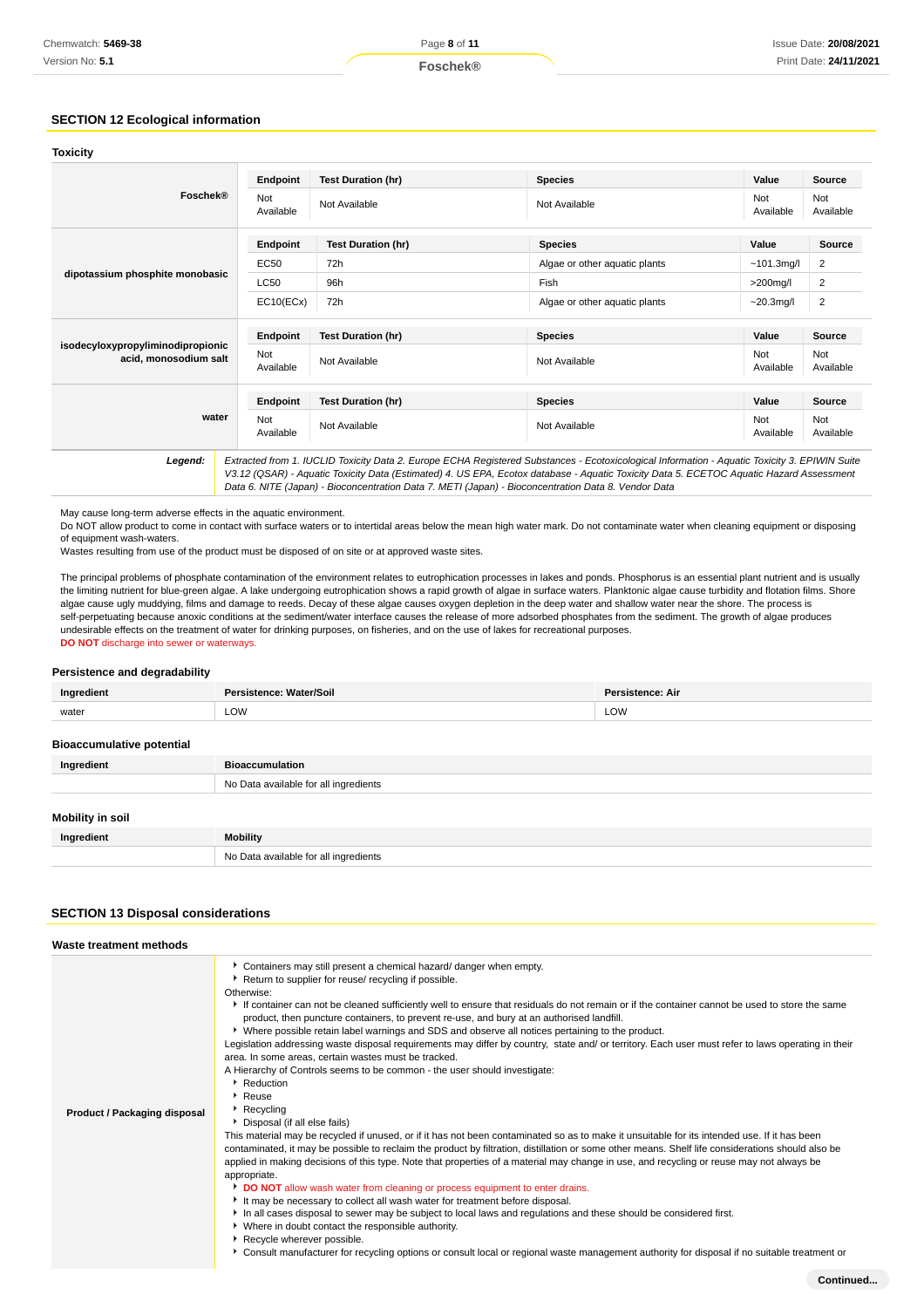## SECTION 12 Ecological information

### Toxicity

| | Endpoint | Test Duration (hr) | Species | Value | Source |
|---|---|---|---|---|---|
| **Foschek®** | Not Available | Not Available | Not Available | Not Available | Not Available |
| **dipotassium phosphite monobasic** | EC50 | 72h | Algae or other aquatic plants | ~101.3mg/l | 2 |
| | LC50 | 96h | Fish | >200mg/l | 2 |
| | EC10(ECx) | 72h | Algae or other aquatic plants | ~20.3mg/l | 2 |
| **isodecyloxypropyliminodipropionic acid, monosodium salt** | Not Available | Not Available | Not Available | Not Available | Not Available |
| **water** | Not Available | Not Available | Not Available | Not Available | Not Available |

**Legend:** *Extracted from 1. IUCLID Toxicity Data 2. Europe ECHA Registered Substances - Ecotoxicological Information - Aquatic Toxicity 3. EPIWIN Suite V3.12 (QSAR) - Aquatic Toxicity Data (Estimated) 4. US EPA, Ecotox database - Aquatic Toxicity Data 5. ECETOC Aquatic Hazard Assessment Data 6. NITE (Japan) - Bioconcentration Data 7. METI (Japan) - Bioconcentration Data 8. Vendor Data*

May cause long-term adverse effects in the aquatic environment.
Do NOT allow product to come in contact with surface waters or to intertidal areas below the mean high water mark. Do not contaminate water when cleaning equipment or disposing of equipment wash-waters.
Wastes resulting from use of the product must be disposed of on site or at approved waste sites.

The principal problems of phosphate contamination of the environment relates to eutrophication processes in lakes and ponds. Phosphorus is an essential plant nutrient and is usually the limiting nutrient for blue-green algae. A lake undergoing eutrophication shows a rapid growth of algae in surface waters. Planktonic algae cause turbidity and flotation films. Shore algae cause ugly muddying, films and damage to reeds. Decay of these algae causes oxygen depletion in the deep water and shallow water near the shore. The process is self-perpetuating because anoxic conditions at the sediment/water interface causes the release of more adsorbed phosphates from the sediment. The growth of algae produces undesirable effects on the treatment of water for drinking purposes, on fisheries, and on the use of lakes for recreational purposes.
**DO NOT** discharge into sewer or waterways.

### Persistence and degradability

| Ingredient | Persistence: Water/Soil | Persistence: Air |
|---|---|---|
| water | LOW | LOW |

### Bioaccumulative potential

| Ingredient | Bioaccumulation |
|---|---|
| | No Data available for all ingredients |

### Mobility in soil

| Ingredient | Mobility |
|---|---|
| | No Data available for all ingredients |

## SECTION 13 Disposal considerations

### Waste treatment methods

**Product / Packaging disposal**

- Containers may still present a chemical hazard/ danger when empty.
- Return to supplier for reuse/ recycling if possible.

Otherwise:

- If container can not be cleaned sufficiently well to ensure that residuals do not remain or if the container cannot be used to store the same product, then puncture containers, to prevent re-use, and bury at an authorised landfill.
- Where possible retain label warnings and SDS and observe all notices pertaining to the product.

Legislation addressing waste disposal requirements may differ by country, state and/ or territory. Each user must refer to laws operating in their area. In some areas, certain wastes must be tracked.
A Hierarchy of Controls seems to be common - the user should investigate:

- Reduction
- Reuse
- Recycling
- Disposal (if all else fails)

This material may be recycled if unused, or if it has not been contaminated so as to make it unsuitable for its intended use. If it has been contaminated, it may be possible to reclaim the product by filtration, distillation or some other means. Shelf life considerations should also be applied in making decisions of this type. Note that properties of a material may change in use, and recycling or reuse may not always be appropriate.

- **DO NOT** allow wash water from cleaning or process equipment to enter drains.
- It may be necessary to collect all wash water for treatment before disposal.
- In all cases disposal to sewer may be subject to local laws and regulations and these should be considered first.
- Where in doubt contact the responsible authority.
- Recycle wherever possible.
- Consult manufacturer for recycling options or consult local or regional waste management authority for disposal if no suitable treatment or

**Continued...**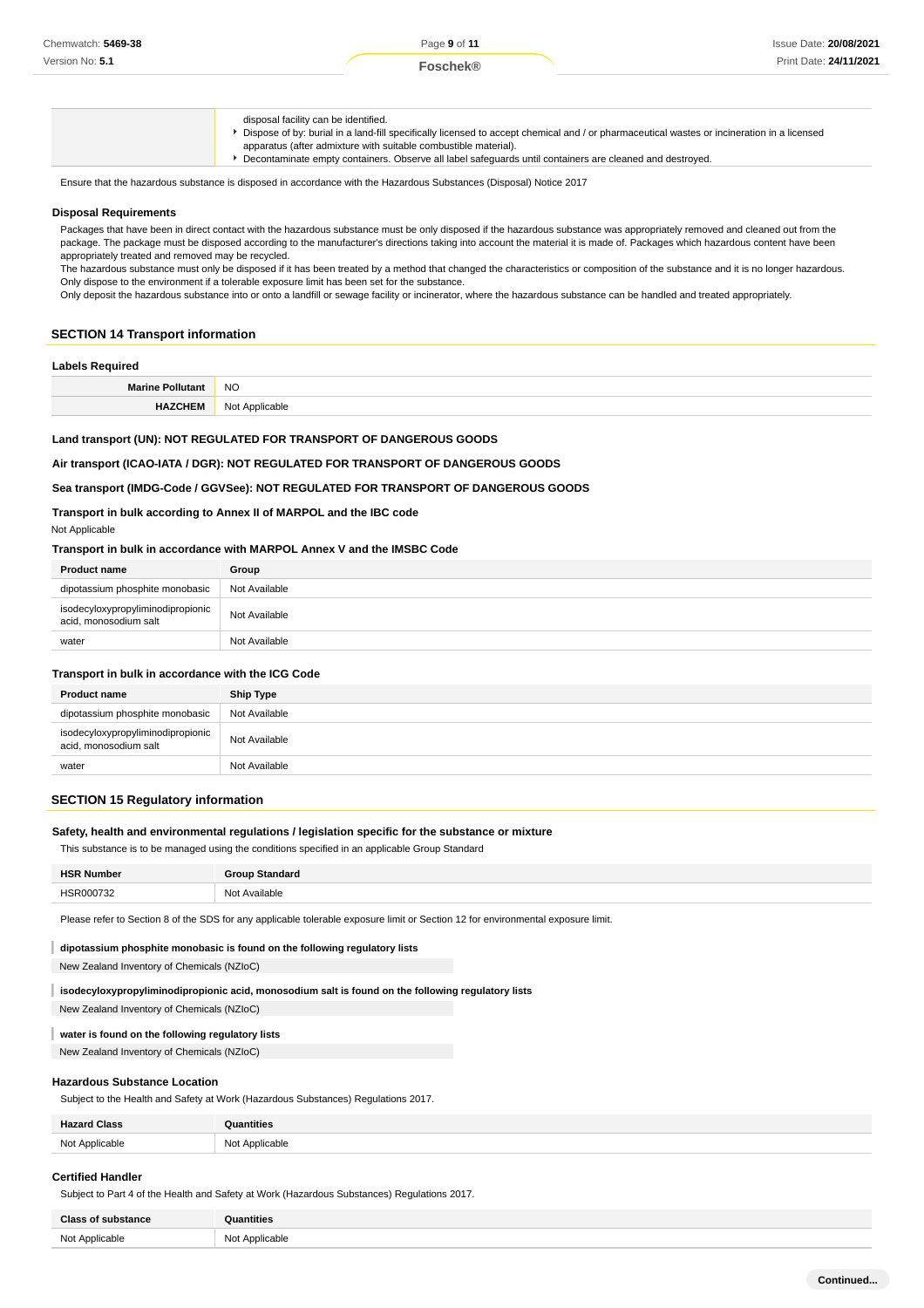| | disposal facility can be identified.<br>- Dispose of by: burial in a land-fill specifically licensed to accept chemical and / or pharmaceutical wastes or incineration in a licensed apparatus (after admixture with suitable combustible material).<br>- Decontaminate empty containers. Observe all label safeguards until containers are cleaned and destroyed. |
|---|---|

Ensure that the hazardous substance is disposed in accordance with the Hazardous Substances (Disposal) Notice 2017

### Disposal Requirements

Packages that have been in direct contact with the hazardous substance must be only disposed if the hazardous substance was appropriately removed and cleaned out from the package. The package must be disposed according to the manufacturer's directions taking into account the material it is made of. Packages which hazardous content have been appropriately treated and removed may be recycled.
The hazardous substance must only be disposed if it has been treated by a method that changed the characteristics or composition of the substance and it is no longer hazardous.
Only dispose to the environment if a tolerable exposure limit has been set for the substance.
Only deposit the hazardous substance into or onto a landfill or sewage facility or incinerator, where the hazardous substance can be handled and treated appropriately.

## SECTION 14 Transport information

### Labels Required

| | |
|---|---|
| **Marine Pollutant** | NO |
| **HAZCHEM** | Not Applicable |

**Land transport (UN): NOT REGULATED FOR TRANSPORT OF DANGEROUS GOODS**

**Air transport (ICAO-IATA / DGR): NOT REGULATED FOR TRANSPORT OF DANGEROUS GOODS**

**Sea transport (IMDG-Code / GGVSee): NOT REGULATED FOR TRANSPORT OF DANGEROUS GOODS**

**Transport in bulk according to Annex II of MARPOL and the IBC code**

Not Applicable

**Transport in bulk in accordance with MARPOL Annex V and the IMSBC Code**

| Product name | Group |
|---|---|
| dipotassium phosphite monobasic | Not Available |
| isodecyloxypropyliminodipropionic acid, monosodium salt | Not Available |
| water | Not Available |

**Transport in bulk in accordance with the ICG Code**

| Product name | Ship Type |
|---|---|
| dipotassium phosphite monobasic | Not Available |
| isodecyloxypropyliminodipropionic acid, monosodium salt | Not Available |
| water | Not Available |

## SECTION 15 Regulatory information

**Safety, health and environmental regulations / legislation specific for the substance or mixture**

This substance is to be managed using the conditions specified in an applicable Group Standard

| HSR Number | Group Standard |
|---|---|
| HSR000732 | Not Available |

Please refer to Section 8 of the SDS for any applicable tolerable exposure limit or Section 12 for environmental exposure limit.

**dipotassium phosphite monobasic is found on the following regulatory lists**

New Zealand Inventory of Chemicals (NZIoC)

**isodecyloxypropyliminodipropionic acid, monosodium salt is found on the following regulatory lists**

New Zealand Inventory of Chemicals (NZIoC)

**water is found on the following regulatory lists**

New Zealand Inventory of Chemicals (NZIoC)

### Hazardous Substance Location

Subject to the Health and Safety at Work (Hazardous Substances) Regulations 2017.

| Hazard Class | Quantities |
|---|---|
| Not Applicable | Not Applicable |

### Certified Handler

Subject to Part 4 of the Health and Safety at Work (Hazardous Substances) Regulations 2017.

| Class of substance | Quantities |
|---|---|
| Not Applicable | Not Applicable |

**Continued...**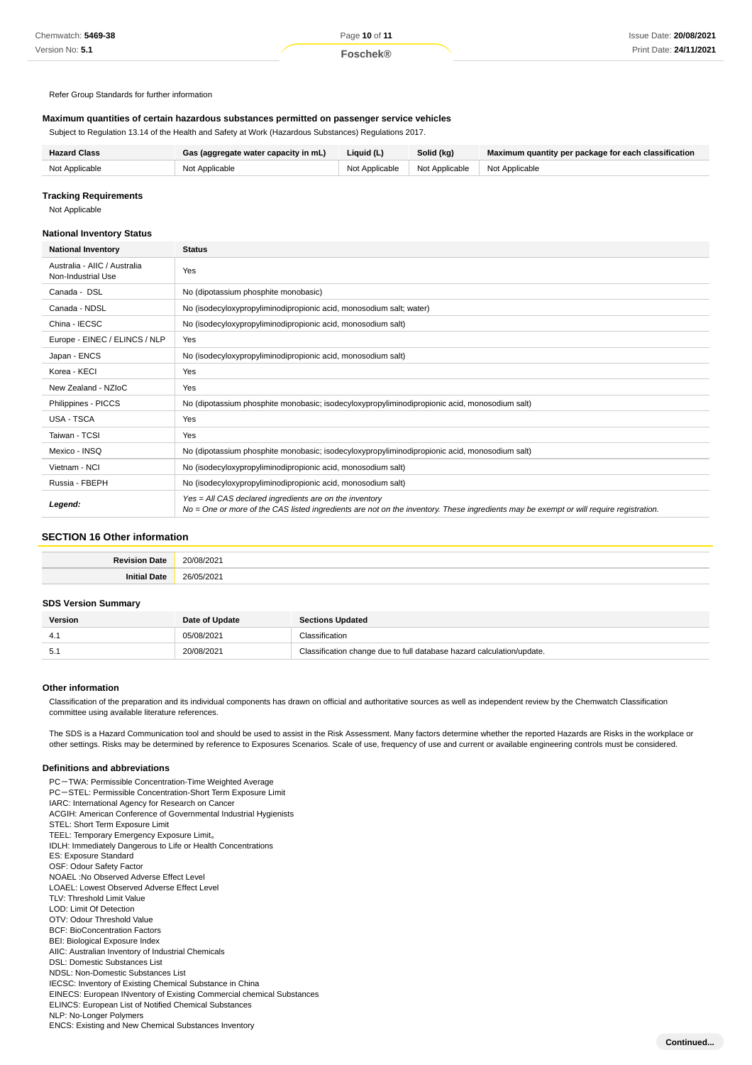Refer Group Standards for further information

### Maximum quantities of certain hazardous substances permitted on passenger service vehicles

Subject to Regulation 13.14 of the Health and Safety at Work (Hazardous Substances) Regulations 2017.

| Hazard Class | Gas (aggregate water capacity in mL) | Liquid (L) | Solid (kg) | Maximum quantity per package for each classification |
|---|---|---|---|---|
| Not Applicable | Not Applicable | Not Applicable | Not Applicable | Not Applicable |

### Tracking Requirements

Not Applicable

### National Inventory Status

| National Inventory | Status |
|---|---|
| Australia - AIIC / Australia Non-Industrial Use | Yes |
| Canada - DSL | No (dipotassium phosphite monobasic) |
| Canada - NDSL | No (isodecyloxypropyliminodipropionic acid, monosodium salt; water) |
| China - IECSC | No (isodecyloxypropyliminodipropionic acid, monosodium salt) |
| Europe - EINEC / ELINCS / NLP | Yes |
| Japan - ENCS | No (isodecyloxypropyliminodipropionic acid, monosodium salt) |
| Korea - KECI | Yes |
| New Zealand - NZIoC | Yes |
| Philippines - PICCS | No (dipotassium phosphite monobasic; isodecyloxypropyliminodipropionic acid, monosodium salt) |
| USA - TSCA | Yes |
| Taiwan - TCSI | Yes |
| Mexico - INSQ | No (dipotassium phosphite monobasic; isodecyloxypropyliminodipropionic acid, monosodium salt) |
| Vietnam - NCI | No (isodecyloxypropyliminodipropionic acid, monosodium salt) |
| Russia - FBEPH | No (isodecyloxypropyliminodipropionic acid, monosodium salt) |
| ***Legend:*** | *Yes = All CAS declared ingredients are on the inventory*<br>*No = One or more of the CAS listed ingredients are not on the inventory. These ingredients may be exempt or will require registration.* |

## SECTION 16 Other information

| | |
|---|---|
| **Revision Date** | 20/08/2021 |
| **Initial Date** | 26/05/2021 |

### SDS Version Summary

| Version | Date of Update | Sections Updated |
|---|---|---|
| 4.1 | 05/08/2021 | Classification |
| 5.1 | 20/08/2021 | Classification change due to full database hazard calculation/update. |

### Other information

Classification of the preparation and its individual components has drawn on official and authoritative sources as well as independent review by the Chemwatch Classification committee using available literature references.

The SDS is a Hazard Communication tool and should be used to assist in the Risk Assessment. Many factors determine whether the reported Hazards are Risks in the workplace or other settings. Risks may be determined by reference to Exposures Scenarios. Scale of use, frequency of use and current or available engineering controls must be considered.

### Definitions and abbreviations

PC－TWA: Permissible Concentration-Time Weighted Average
PC－STEL: Permissible Concentration-Short Term Exposure Limit
IARC: International Agency for Research on Cancer
ACGIH: American Conference of Governmental Industrial Hygienists
STEL: Short Term Exposure Limit
TEEL: Temporary Emergency Exposure Limit。
IDLH: Immediately Dangerous to Life or Health Concentrations
ES: Exposure Standard
OSF: Odour Safety Factor
NOAEL :No Observed Adverse Effect Level
LOAEL: Lowest Observed Adverse Effect Level
TLV: Threshold Limit Value
LOD: Limit Of Detection
OTV: Odour Threshold Value
BCF: BioConcentration Factors
BEI: Biological Exposure Index
AIIC: Australian Inventory of Industrial Chemicals
DSL: Domestic Substances List
NDSL: Non-Domestic Substances List
IECSC: Inventory of Existing Chemical Substance in China
EINECS: European INventory of Existing Commercial chemical Substances
ELINCS: European List of Notified Chemical Substances
NLP: No-Longer Polymers
ENCS: Existing and New Chemical Substances Inventory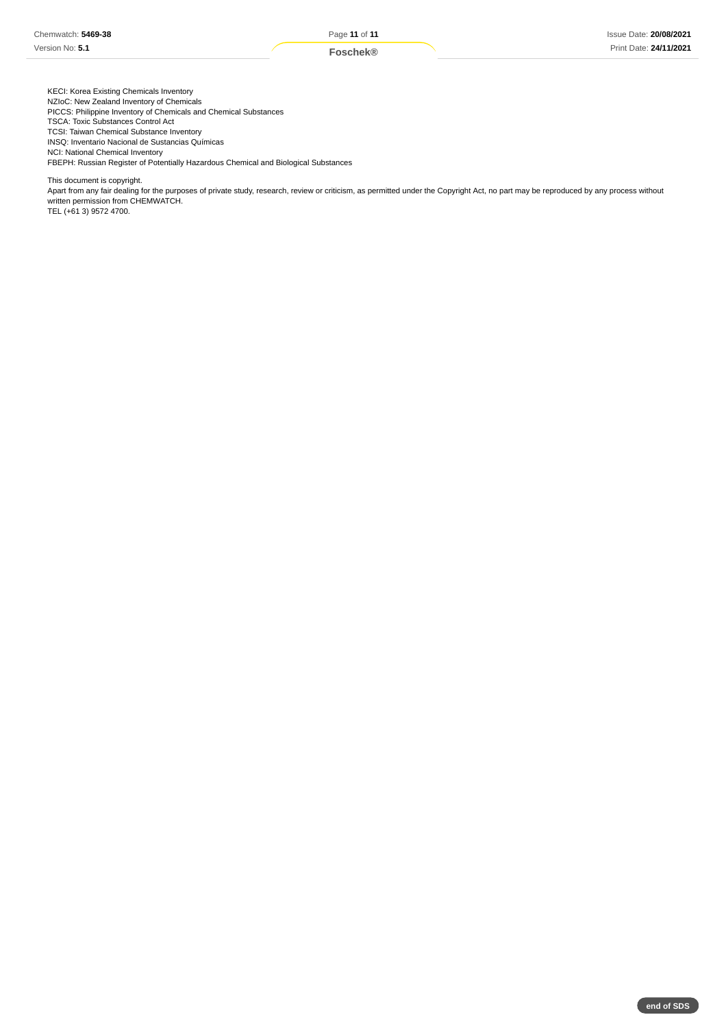KECI: Korea Existing Chemicals Inventory
NZIoC: New Zealand Inventory of Chemicals
PICCS: Philippine Inventory of Chemicals and Chemical Substances
TSCA: Toxic Substances Control Act
TCSI: Taiwan Chemical Substance Inventory
INSQ: Inventario Nacional de Sustancias Químicas
NCI: National Chemical Inventory
FBEPH: Russian Register of Potentially Hazardous Chemical and Biological Substances

This document is copyright.
Apart from any fair dealing for the purposes of private study, research, review or criticism, as permitted under the Copyright Act, no part may be reproduced by any process without written permission from CHEMWATCH.
TEL (+61 3) 9572 4700.

**end of SDS**